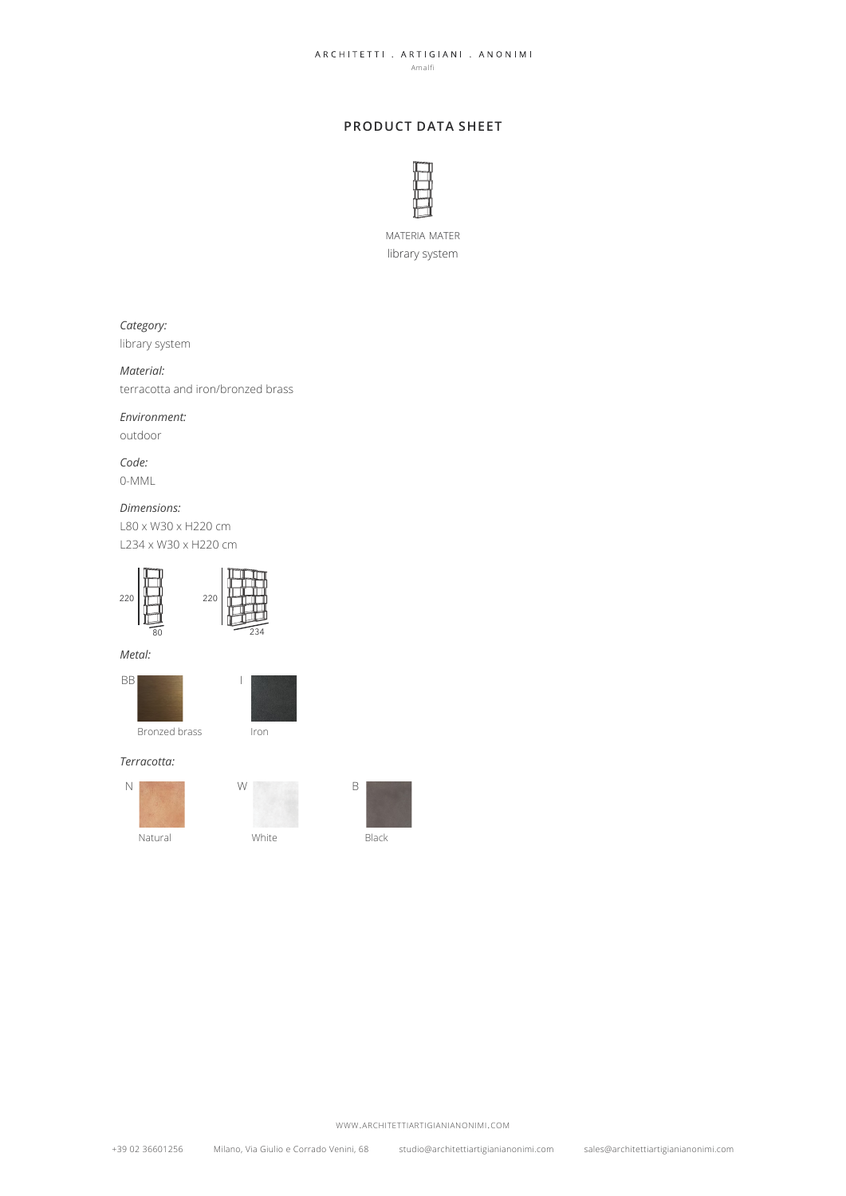ARCHITETTI . ARTIGIANI . ANONIMI

Amalfi

## PRODUCT DATA SHEET

MATERIA MATER

library system

*Category:*

library system

*Material:*

terracotta and iron/bronzed brass

*Environment:*

outdoor

*Code:*

0-MML

*Dimensions:*

L80 x W30 x H220 cm

L234 x W30 x H220 cm

220 80

220 234

*Metal:*

BB Bronzed brass

I Iron

*Terracotta:*

N Natural

W White

B Black

WWW.ARCHITETTIARTIGIANIANONIMI.COM

+39 02 36601256 Milano, Via Giulio e Corrado Venini, 68 studio@architettiartigianianonimi.com sales@architettiartigianianonimi.com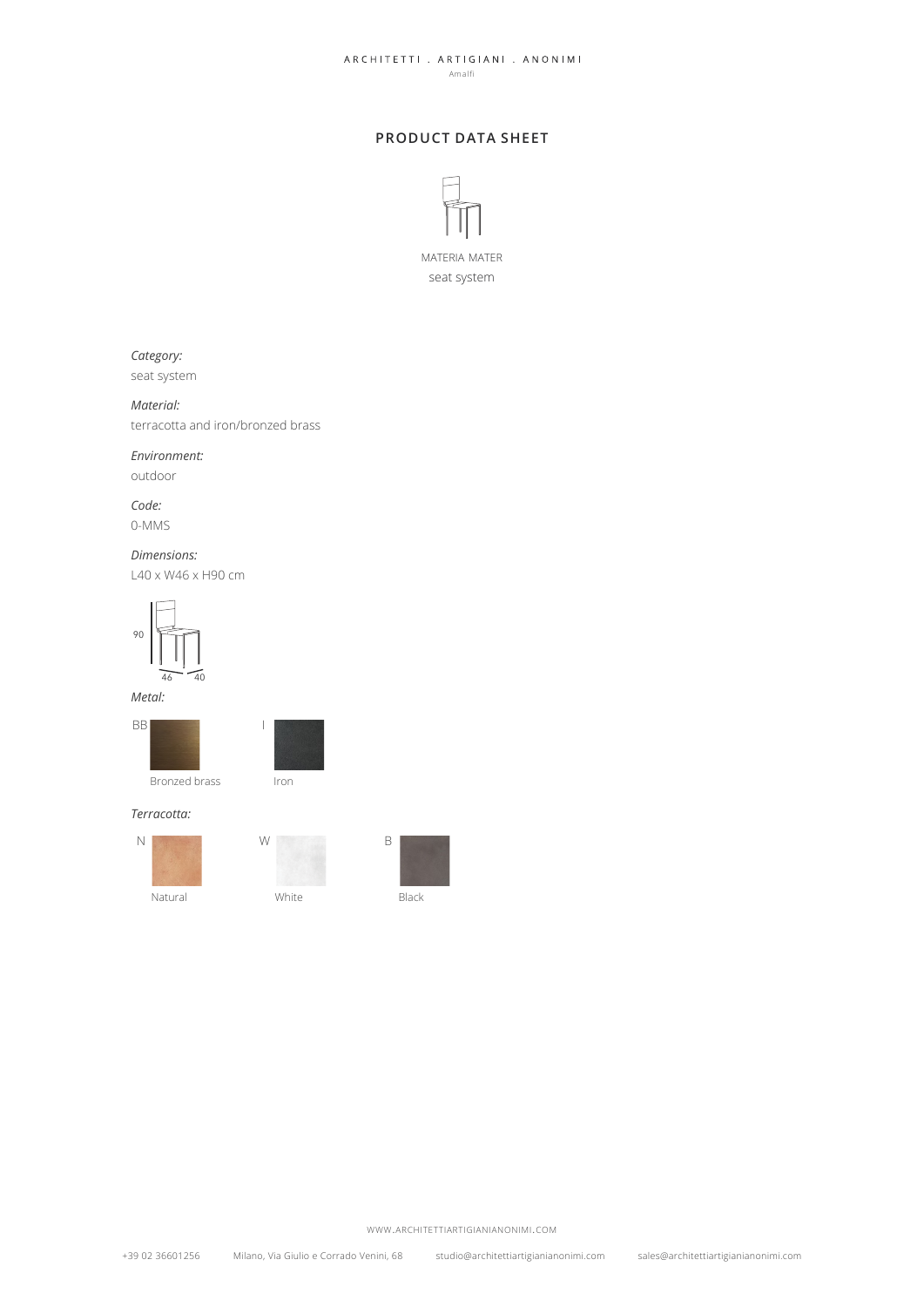ARCHITETTI . ARTIGIANI . ANONIMI
Amalfi

## PRODUCT DATA SHEET

MATERIA MATER
seat system

*Category:*
seat system

*Material:*
terracotta and iron/bronzed brass

*Environment:*
outdoor

*Code:*
0-MMS

*Dimensions:*
L40 x W46 x H90 cm

90
46 40

*Metal:*

BB Bronzed brass

I Iron

*Terracotta:*

N Natural

W White

B Black

WWW.ARCHITETTIARTIGIANIANONIMI.COM

+39 02 36601256 Milano, Via Giulio e Corrado Venini, 68 studio@architettiartigianianonimi.com sales@architettiartigianianonimi.com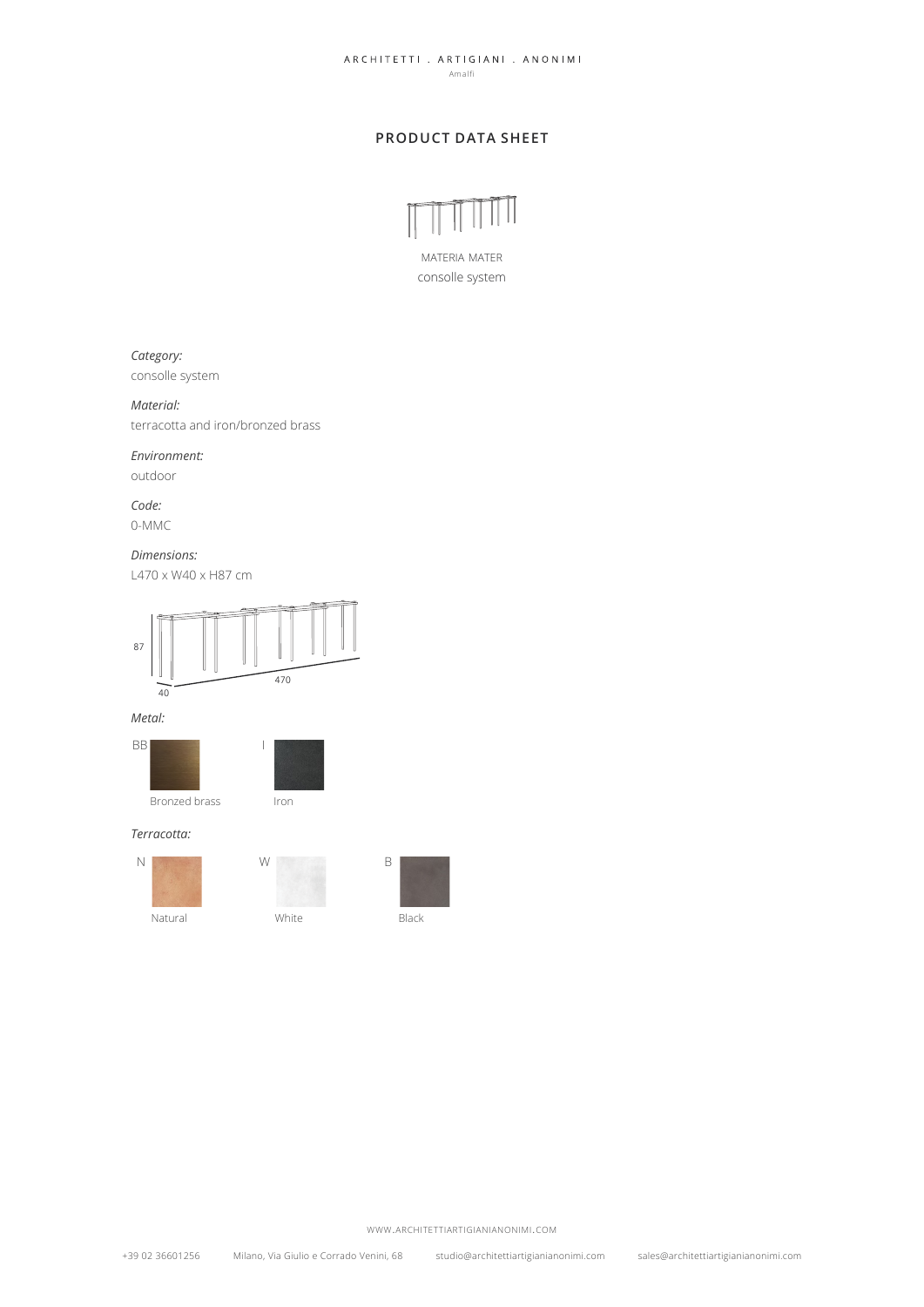ARCHITETTI . ARTIGIANI . ANONIMI

Amalfi

## PRODUCT DATA SHEET

MATERIA MATER

consolle system

*Category:*

consolle system

*Material:*

terracotta and iron/bronzed brass

*Environment:*

outdoor

*Code:*

0-MMC

*Dimensions:*

L470 x W40 x H87 cm

87

470

40

*Metal:*

BB

Bronzed brass

I

Iron

*Terracotta:*

N

Natural

W

White

B

Black

WWW.ARCHITETTIARTIGIANIANONIMI.COM

+39 02 36601256 Milano, Via Giulio e Corrado Venini, 68 studio@architettiartigianianonimi.com sales@architettiartigianianonimi.com